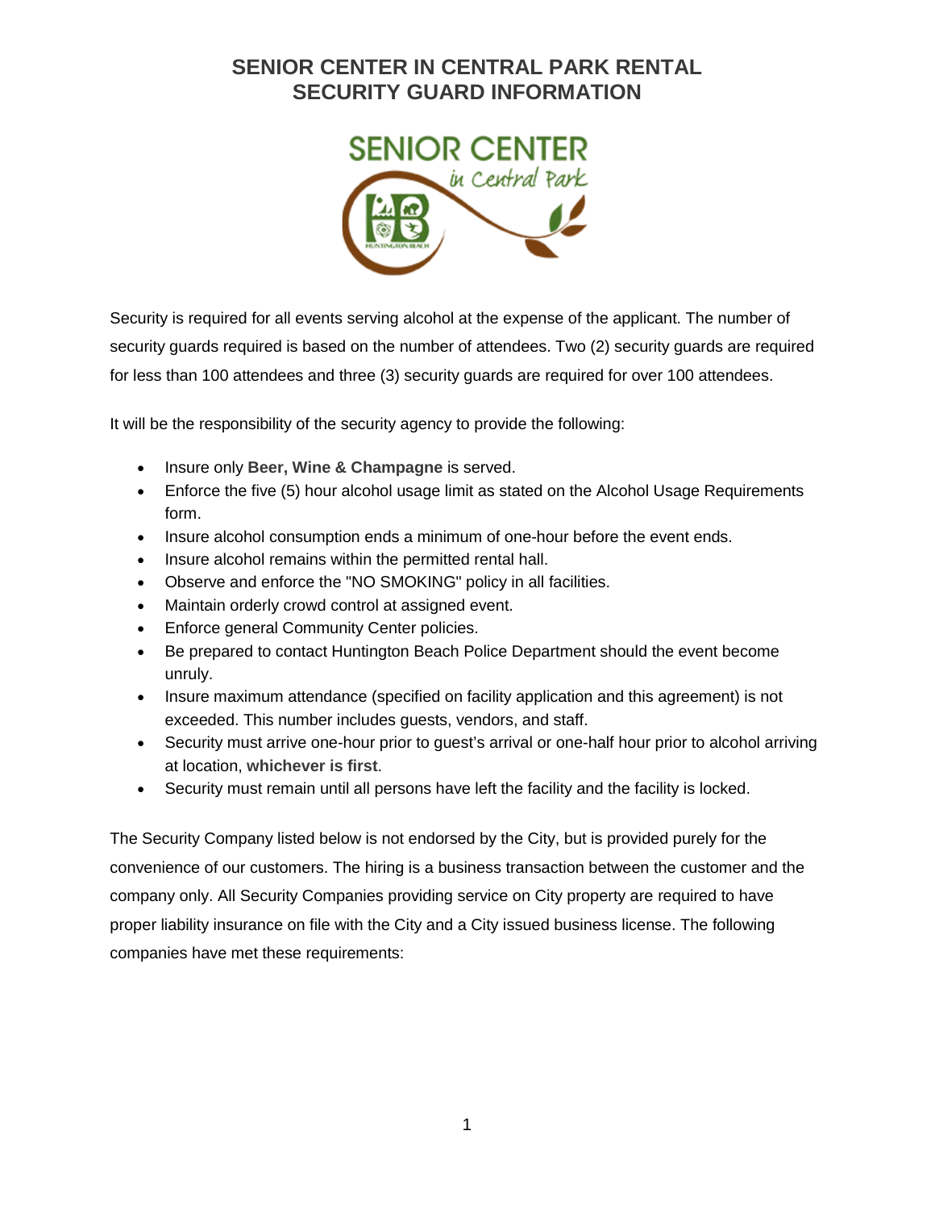# SENIOR CENTER IN CENTRAL PARK RENTAL SECURITY GUARD INFORMATION

Security is required for all events serving alcohol at the expense of the applicant. The number of security guards required is based on the number of attendees. Two (2) security guards are required for less than 100 attendees and three (3) security guards are required for over 100 attendees.

It will be the responsibility of the security agency to provide the following:

- Insure only **Beer, Wine & Champagne** is served.
- Enforce the five (5) hour alcohol usage limit as stated on the Alcohol Usage Requirements form.
- Insure alcohol consumption ends a minimum of one-hour before the event ends.
- Insure alcohol remains within the permitted rental hall.
- Observe and enforce the "NO SMOKING" policy in all facilities.
- Maintain orderly crowd control at assigned event.
- Enforce general Community Center policies.
- Be prepared to contact Huntington Beach Police Department should the event become unruly.
- Insure maximum attendance (specified on facility application and this agreement) is not exceeded. This number includes guests, vendors, and staff.
- Security must arrive one-hour prior to guest's arrival or one-half hour prior to alcohol arriving at location, **whichever is first**.
- Security must remain until all persons have left the facility and the facility is locked.

The Security Company listed below is not endorsed by the City, but is provided purely for the convenience of our customers. The hiring is a business transaction between the customer and the company only. All Security Companies providing service on City property are required to have proper liability insurance on file with the City and a City issued business license. The following companies have met these requirements: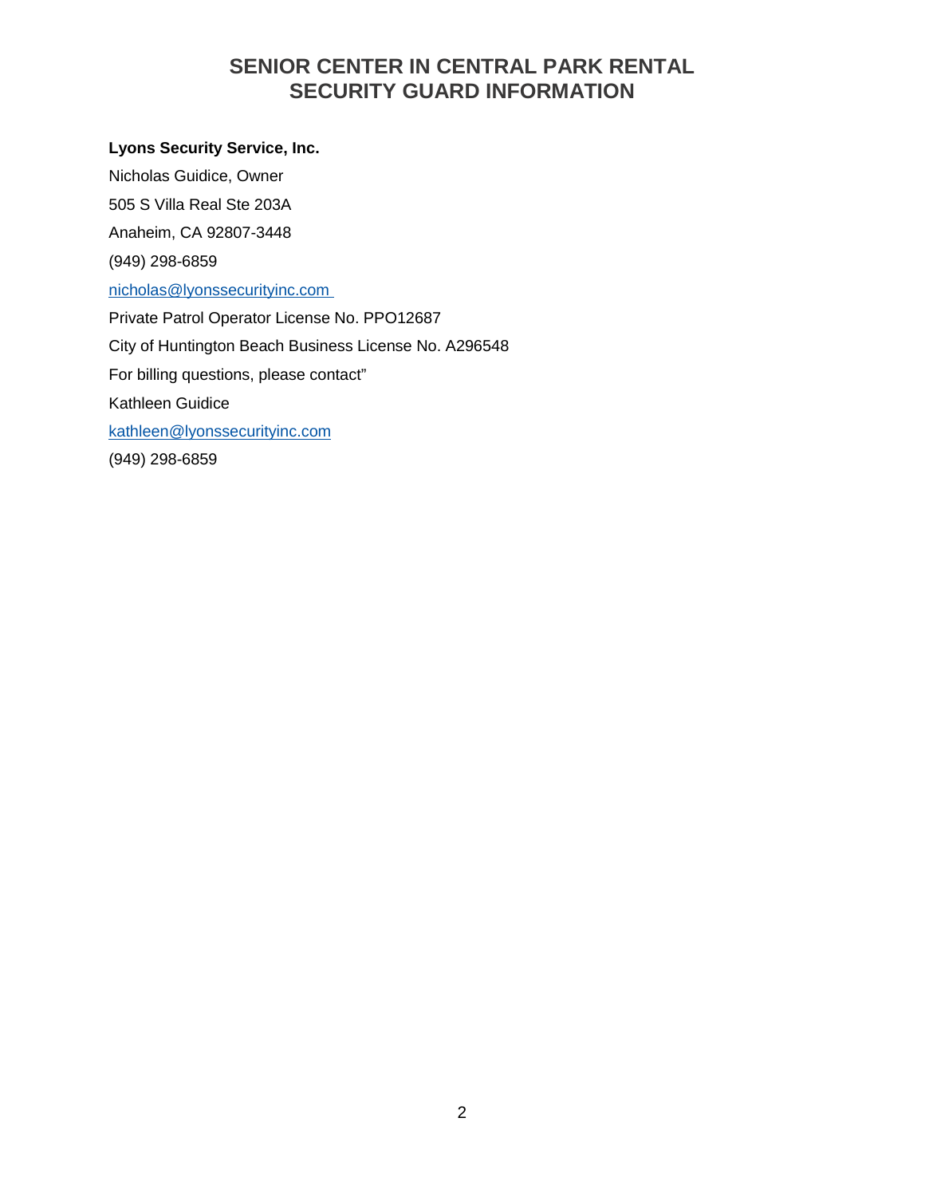# SENIOR CENTER IN CENTRAL PARK RENTAL
# SECURITY GUARD INFORMATION

**Lyons Security Service, Inc.**

Nicholas Guidice, Owner

505 S Villa Real Ste 203A

Anaheim, CA 92807-3448

(949) 298-6859

nicholas@lyonssecurityinc.com

Private Patrol Operator License No. PPO12687

City of Huntington Beach Business License No. A296548

For billing questions, please contact"

Kathleen Guidice

kathleen@lyonssecurityinc.com

(949) 298-6859